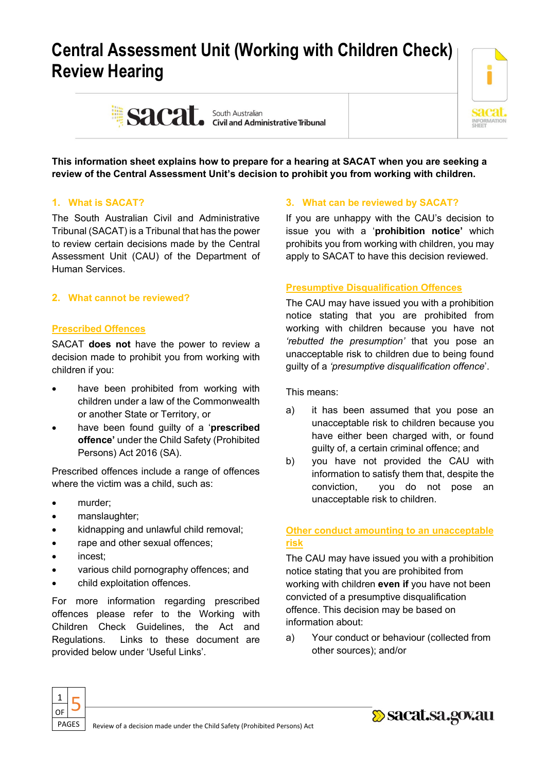# Central Assessment Unit (Working with Children Check) Review Hearing

South Australian Civil and Administrative Tribunal

**This information sheet explains how to prepare for a hearing at SACAT when you are seeking a review of the Central Assessment Unit's decision to prohibit you from working with children.**

## 1. What is SACAT?

The South Australian Civil and Administrative Tribunal (SACAT) is a Tribunal that has the power to review certain decisions made by the Central Assessment Unit (CAU) of the Department of Human Services.

## 2. What cannot be reviewed?

### Prescribed Offences

SACAT **does not** have the power to review a decision made to prohibit you from working with children if you:

- have been prohibited from working with children under a law of the Commonwealth or another State or Territory, or
- have been found guilty of a '**prescribed offence'** under the Child Safety (Prohibited Persons) Act 2016 (SA).

Prescribed offences include a range of offences where the victim was a child, such as:

- murder;
- manslaughter;
- kidnapping and unlawful child removal;
- rape and other sexual offences;
- incest;
- various child pornography offences; and
- child exploitation offences.

For more information regarding prescribed offences please refer to the Working with Children Check Guidelines, the Act and Regulations. Links to these document are provided below under 'Useful Links'.

## 3. What can be reviewed by SACAT?

If you are unhappy with the CAU's decision to issue you with a '**prohibition notice'** which prohibits you from working with children, you may apply to SACAT to have this decision reviewed.

### Presumptive Disqualification Offences

The CAU may have issued you with a prohibition notice stating that you are prohibited from working with children because you have not *'rebutted the presumption'* that you pose an unacceptable risk to children due to being found guilty of a *'presumptive disqualification offence*'.

This means:

a) it has been assumed that you pose an unacceptable risk to children because you have either been charged with, or found guilty of, a certain criminal offence; and

b) you have not provided the CAU with information to satisfy them that, despite the conviction, you do not pose an unacceptable risk to children.

### Other conduct amounting to an unacceptable risk

The CAU may have issued you with a prohibition notice stating that you are prohibited from working with children **even if** you have not been convicted of a presumptive disqualification offence. This decision may be based on information about:

a) Your conduct or behaviour (collected from other sources); and/or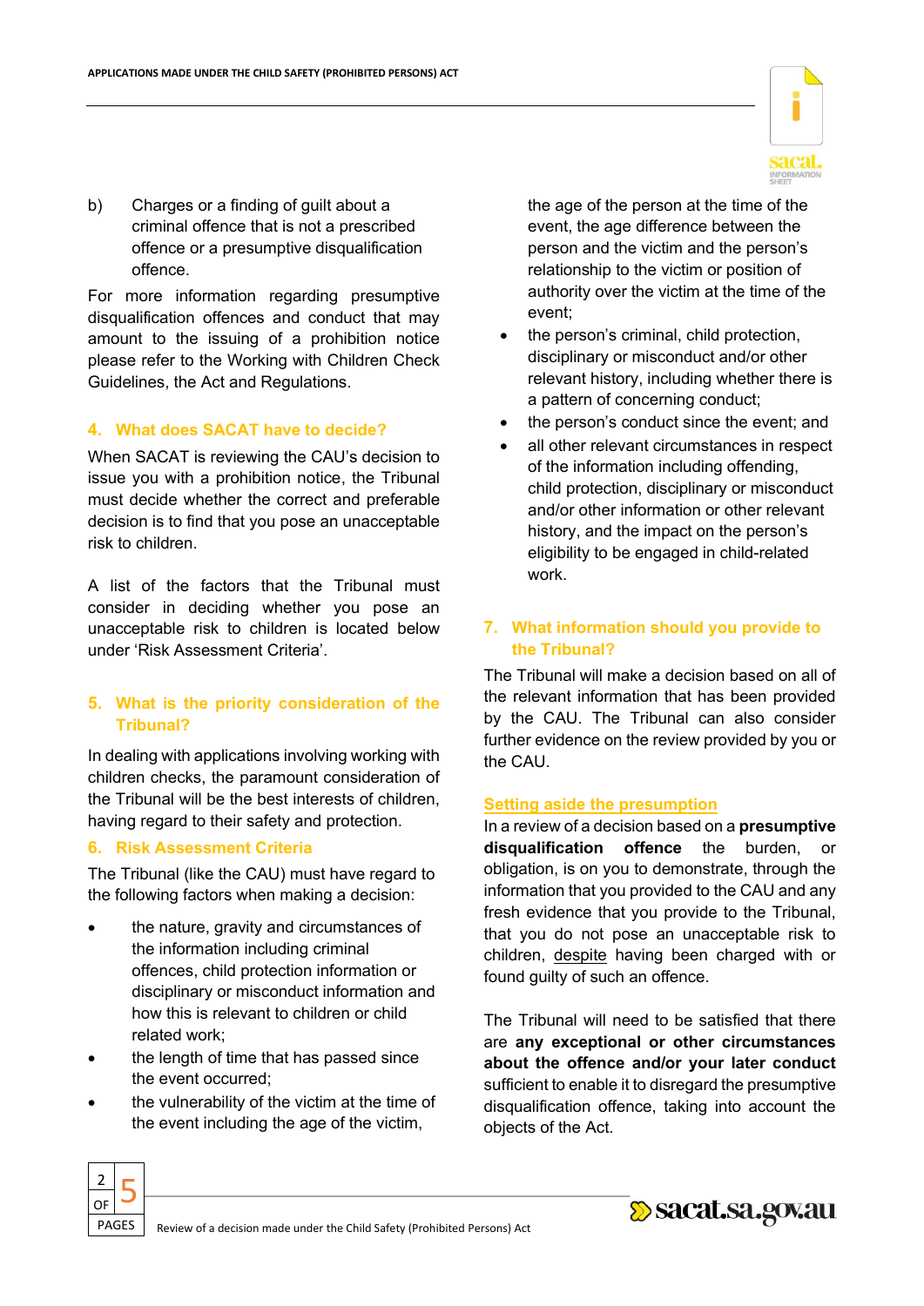b) Charges or a finding of guilt about a criminal offence that is not a prescribed offence or a presumptive disqualification offence.

For more information regarding presumptive disqualification offences and conduct that may amount to the issuing of a prohibition notice please refer to the Working with Children Check Guidelines, the Act and Regulations.

## 4. What does SACAT have to decide?

When SACAT is reviewing the CAU's decision to issue you with a prohibition notice, the Tribunal must decide whether the correct and preferable decision is to find that you pose an unacceptable risk to children.

A list of the factors that the Tribunal must consider in deciding whether you pose an unacceptable risk to children is located below under 'Risk Assessment Criteria'.

## 5. What is the priority consideration of the Tribunal?

In dealing with applications involving working with children checks, the paramount consideration of the Tribunal will be the best interests of children, having regard to their safety and protection.

## 6. Risk Assessment Criteria

The Tribunal (like the CAU) must have regard to the following factors when making a decision:

- the nature, gravity and circumstances of the information including criminal offences, child protection information or disciplinary or misconduct information and how this is relevant to children or child related work;
- the length of time that has passed since the event occurred;
- the vulnerability of the victim at the time of the event including the age of the victim, the age of the person at the time of the event, the age difference between the person and the victim and the person's relationship to the victim or position of authority over the victim at the time of the event;
- the person's criminal, child protection, disciplinary or misconduct and/or other relevant history, including whether there is a pattern of concerning conduct;
- the person's conduct since the event; and
- all other relevant circumstances in respect of the information including offending, child protection, disciplinary or misconduct and/or other information or other relevant history, and the impact on the person's eligibility to be engaged in child-related work.

## 7. What information should you provide to the Tribunal?

The Tribunal will make a decision based on all of the relevant information that has been provided by the CAU. The Tribunal can also consider further evidence on the review provided by you or the CAU.

### Setting aside the presumption

In a review of a decision based on a **presumptive disqualification offence** the burden, or obligation, is on you to demonstrate, through the information that you provided to the CAU and any fresh evidence that you provide to the Tribunal, that you do not pose an unacceptable risk to children, despite having been charged with or found guilty of such an offence.

The Tribunal will need to be satisfied that there are **any exceptional or other circumstances about the offence and/or your later conduct** sufficient to enable it to disregard the presumptive disqualification offence, taking into account the objects of the Act.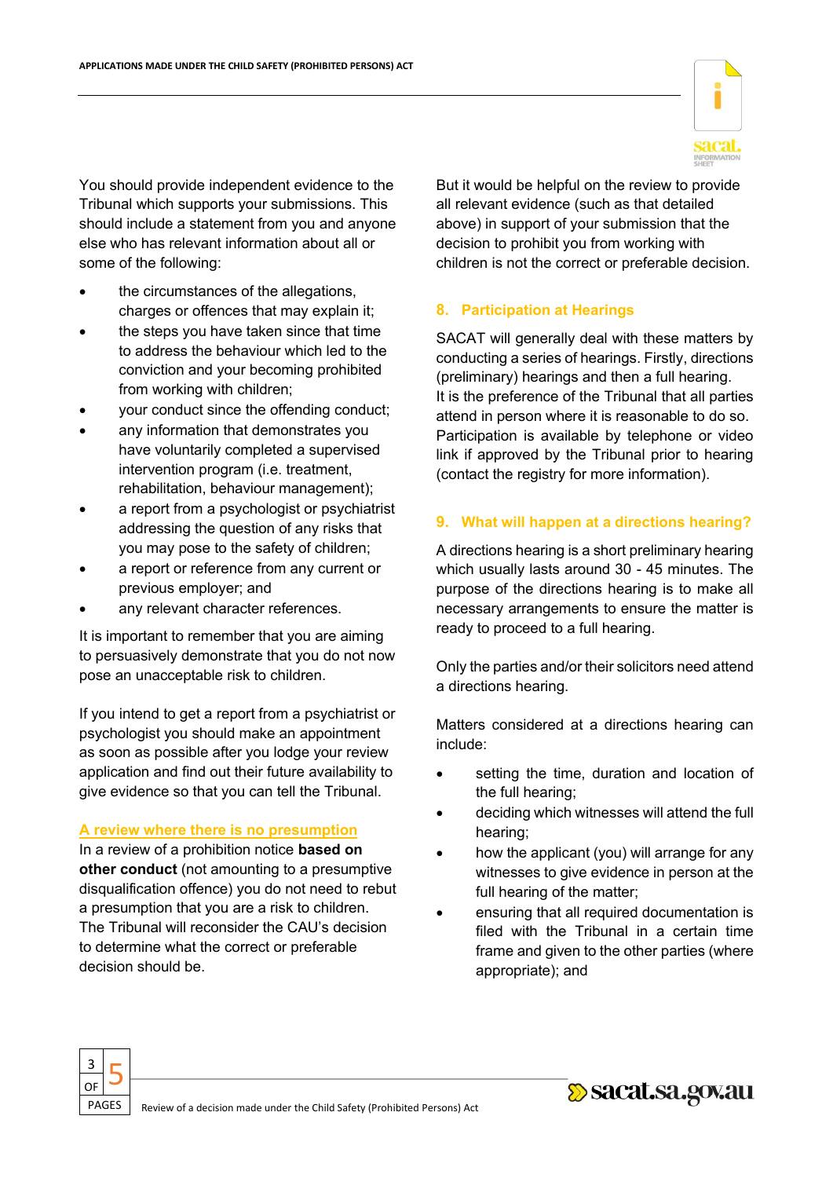You should provide independent evidence to the Tribunal which supports your submissions. This should include a statement from you and anyone else who has relevant information about all or some of the following:

- the circumstances of the allegations, charges or offences that may explain it;
- the steps you have taken since that time to address the behaviour which led to the conviction and your becoming prohibited from working with children;
- your conduct since the offending conduct;
- any information that demonstrates you have voluntarily completed a supervised intervention program (i.e. treatment, rehabilitation, behaviour management);
- a report from a psychologist or psychiatrist addressing the question of any risks that you may pose to the safety of children;
- a report or reference from any current or previous employer; and
- any relevant character references.

It is important to remember that you are aiming to persuasively demonstrate that you do not now pose an unacceptable risk to children.

If you intend to get a report from a psychiatrist or psychologist you should make an appointment as soon as possible after you lodge your review application and find out their future availability to give evidence so that you can tell the Tribunal.

### A review where there is no presumption

In a review of a prohibition notice **based on other conduct** (not amounting to a presumptive disqualification offence) you do not need to rebut a presumption that you are a risk to children. The Tribunal will reconsider the CAU's decision to determine what the correct or preferable decision should be.

But it would be helpful on the review to provide all relevant evidence (such as that detailed above) in support of your submission that the decision to prohibit you from working with children is not the correct or preferable decision.

## 8. Participation at Hearings

SACAT will generally deal with these matters by conducting a series of hearings. Firstly, directions (preliminary) hearings and then a full hearing. It is the preference of the Tribunal that all parties attend in person where it is reasonable to do so. Participation is available by telephone or video link if approved by the Tribunal prior to hearing (contact the registry for more information).

## 9. What will happen at a directions hearing?

A directions hearing is a short preliminary hearing which usually lasts around 30 - 45 minutes. The purpose of the directions hearing is to make all necessary arrangements to ensure the matter is ready to proceed to a full hearing.

Only the parties and/or their solicitors need attend a directions hearing.

Matters considered at a directions hearing can include:

- setting the time, duration and location of the full hearing;
- deciding which witnesses will attend the full hearing;
- how the applicant (you) will arrange for any witnesses to give evidence in person at the full hearing of the matter;
- ensuring that all required documentation is filed with the Tribunal in a certain time frame and given to the other parties (where appropriate); and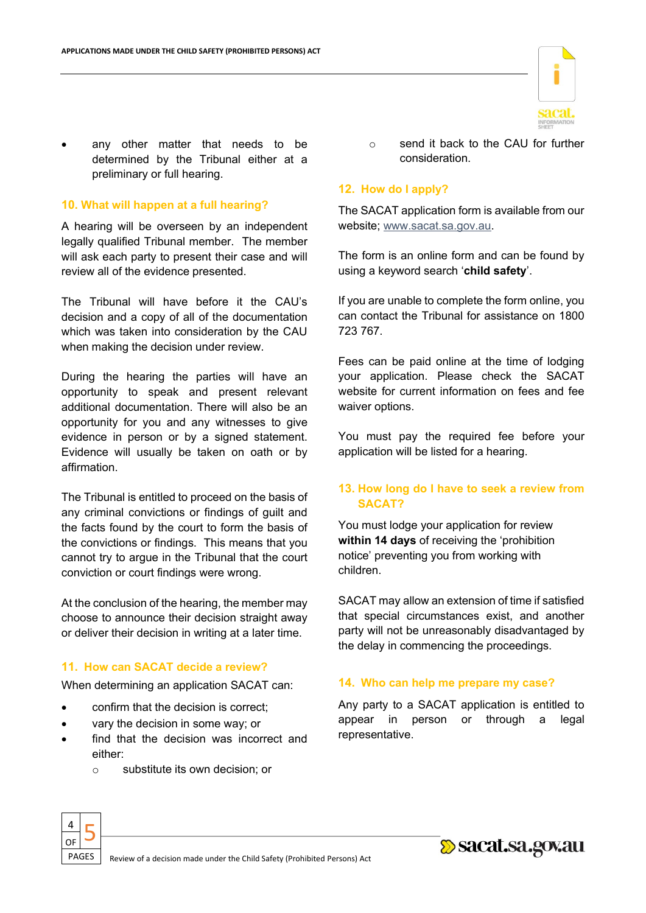- any other matter that needs to be determined by the Tribunal either at a preliminary or full hearing.

## 10. What will happen at a full hearing?

A hearing will be overseen by an independent legally qualified Tribunal member. The member will ask each party to present their case and will review all of the evidence presented.

The Tribunal will have before it the CAU's decision and a copy of all of the documentation which was taken into consideration by the CAU when making the decision under review.

During the hearing the parties will have an opportunity to speak and present relevant additional documentation. There will also be an opportunity for you and any witnesses to give evidence in person or by a signed statement. Evidence will usually be taken on oath or by affirmation.

The Tribunal is entitled to proceed on the basis of any criminal convictions or findings of guilt and the facts found by the court to form the basis of the convictions or findings. This means that you cannot try to argue in the Tribunal that the court conviction or court findings were wrong.

At the conclusion of the hearing, the member may choose to announce their decision straight away or deliver their decision in writing at a later time.

## 11. How can SACAT decide a review?

When determining an application SACAT can:

- confirm that the decision is correct;
- vary the decision in some way; or
- find that the decision was incorrect and either:
  - substitute its own decision; or
  - send it back to the CAU for further consideration.

## 12. How do I apply?

The SACAT application form is available from our website; www.sacat.sa.gov.au.

The form is an online form and can be found by using a keyword search '**child safety**'.

If you are unable to complete the form online, you can contact the Tribunal for assistance on 1800 723 767.

Fees can be paid online at the time of lodging your application. Please check the SACAT website for current information on fees and fee waiver options.

You must pay the required fee before your application will be listed for a hearing.

## 13. How long do I have to seek a review from SACAT?

You must lodge your application for review **within 14 days** of receiving the 'prohibition notice' preventing you from working with children.

SACAT may allow an extension of time if satisfied that special circumstances exist, and another party will not be unreasonably disadvantaged by the delay in commencing the proceedings.

## 14. Who can help me prepare my case?

Any party to a SACAT application is entitled to appear in person or through a legal representative.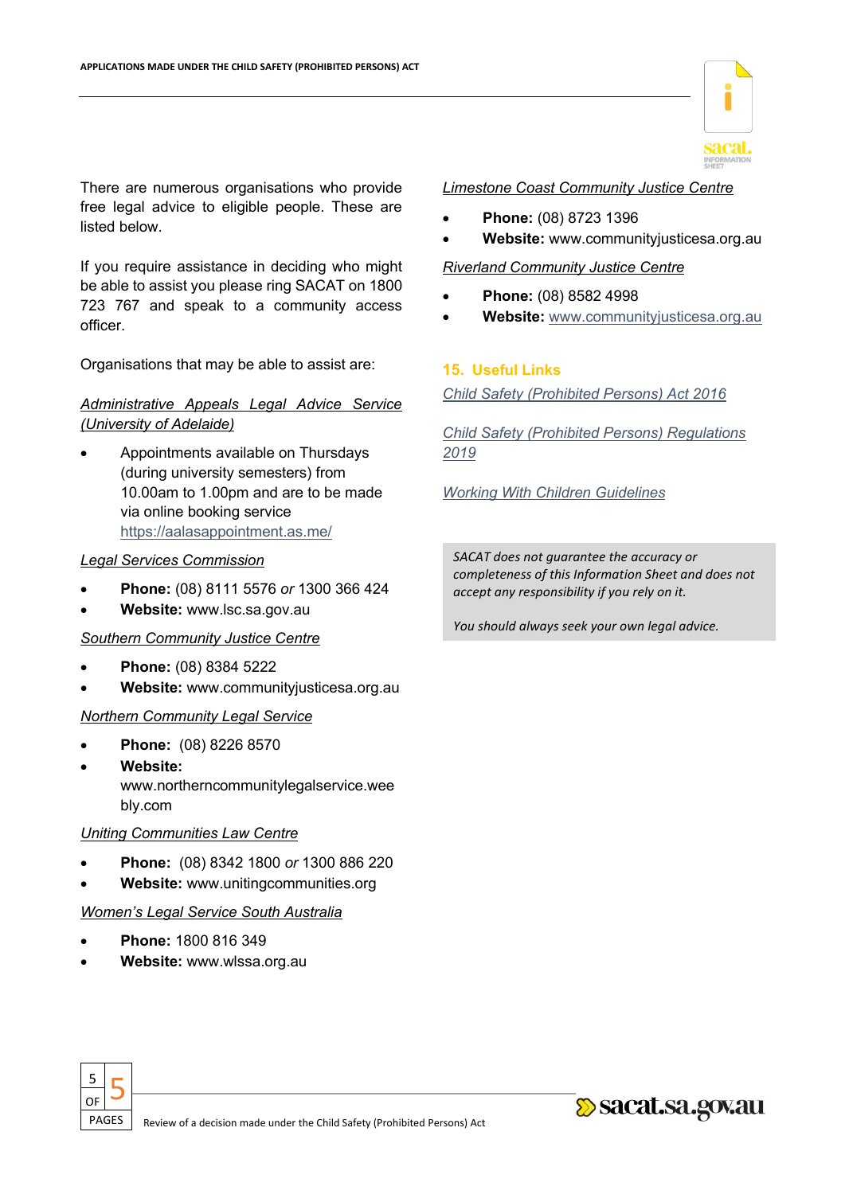There are numerous organisations who provide free legal advice to eligible people. These are listed below.

If you require assistance in deciding who might be able to assist you please ring SACAT on 1800 723 767 and speak to a community access officer.

Organisations that may be able to assist are:

*Administrative Appeals Legal Advice Service (University of Adelaide)*

- Appointments available on Thursdays (during university semesters) from 10.00am to 1.00pm and are to be made via online booking service https://aalasappointment.as.me/

*Legal Services Commission*

- **Phone:** (08) 8111 5576 *or* 1300 366 424
- **Website:** www.lsc.sa.gov.au

*Southern Community Justice Centre*

- **Phone:** (08) 8384 5222
- **Website:** www.communityjusticesa.org.au

*Northern Community Legal Service*

- **Phone:** (08) 8226 8570
- **Website:** www.northerncommunitylegalservice.weebly.com

*Uniting Communities Law Centre*

- **Phone:** (08) 8342 1800 *or* 1300 886 220
- **Website:** www.unitingcommunities.org

*Women's Legal Service South Australia*

- **Phone:** 1800 816 349
- **Website:** www.wlssa.org.au

*Limestone Coast Community Justice Centre*

- **Phone:** (08) 8723 1396
- **Website:** www.communityjusticesa.org.au

*Riverland Community Justice Centre*

- **Phone:** (08) 8582 4998
- **Website:** www.communityjusticesa.org.au

## 15. Useful Links

*Child Safety (Prohibited Persons) Act 2016*

*Child Safety (Prohibited Persons) Regulations 2019*

*Working With Children Guidelines*

*SACAT does not guarantee the accuracy or completeness of this Information Sheet and does not accept any responsibility if you rely on it.*

*You should always seek your own legal advice.*